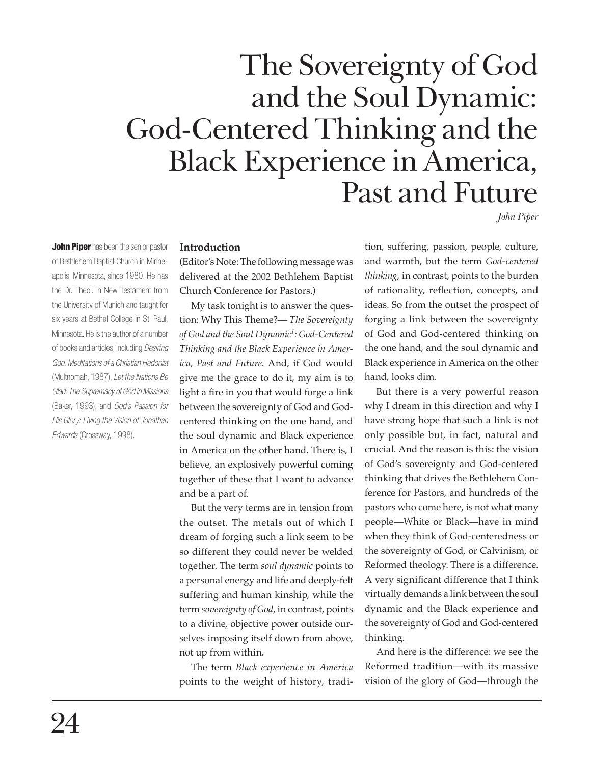# The Sovereignty of God and the Soul Dynamic: God-Centered Thinking and the Black Experience in America, Past and Future

*John Piper*

**John Piper** has been the senior pastor of Bethlehem Baptist Church in Minneapolis, Minnesota, since 1980. He has the Dr. Theol. in New Testament from the University of Munich and taught for six years at Bethel College in St. Paul, Minnesota. He is the author of a number of books and articles, including *Desiring God: Meditations of a Christian Hedonist* (Multnomah, 1987), *Let the Nations Be Glad: The Supremacy of God in Missions* (Baker, 1993), and *God's Passion for His Glory: Living the Vision of Jonathan Edwards* (Crossway, 1998).

## Introduction

(Editor's Note: The following message was delivered at the 2002 Bethlehem Baptist Church Conference for Pastors.)

My task tonight is to answer the question: Why This Theme?— *The Sovereignty of God and the Soul Dynamic*[1]*: God-Centered Thinking and the Black Experience in America, Past and Future*. And, if God would give me the grace to do it, my aim is to light a fire in you that would forge a link between the sovereignty of God and God-centered thinking on the one hand, and the soul dynamic and Black experience in America on the other hand. There is, I believe, an explosively powerful coming together of these that I want to advance and be a part of.

But the very terms are in tension from the outset. The metals out of which I dream of forging such a link seem to be so different they could never be welded together. The term *soul dynamic* points to a personal energy and life and deeply-felt suffering and human kinship, while the term *sovereignty of God*, in contrast, points to a divine, objective power outside ourselves imposing itself down from above, not up from within.

The term *Black experience in America* points to the weight of history, tradition, suffering, passion, people, culture, and warmth, but the term *God-centered thinking*, in contrast, points to the burden of rationality, reflection, concepts, and ideas. So from the outset the prospect of forging a link between the sovereignty of God and God-centered thinking on the one hand, and the soul dynamic and Black experience in America on the other hand, looks dim.

But there is a very powerful reason why I dream in this direction and why I have strong hope that such a link is not only possible but, in fact, natural and crucial. And the reason is this: the vision of God's sovereignty and God-centered thinking that drives the Bethlehem Conference for Pastors, and hundreds of the pastors who come here, is not what many people—White or Black—have in mind when they think of God-centeredness or the sovereignty of God, or Calvinism, or Reformed theology. There is a difference. A very significant difference that I think virtually demands a link between the soul dynamic and the Black experience and the sovereignty of God and God-centered thinking.

And here is the difference: we see the Reformed tradition—with its massive vision of the glory of God—through the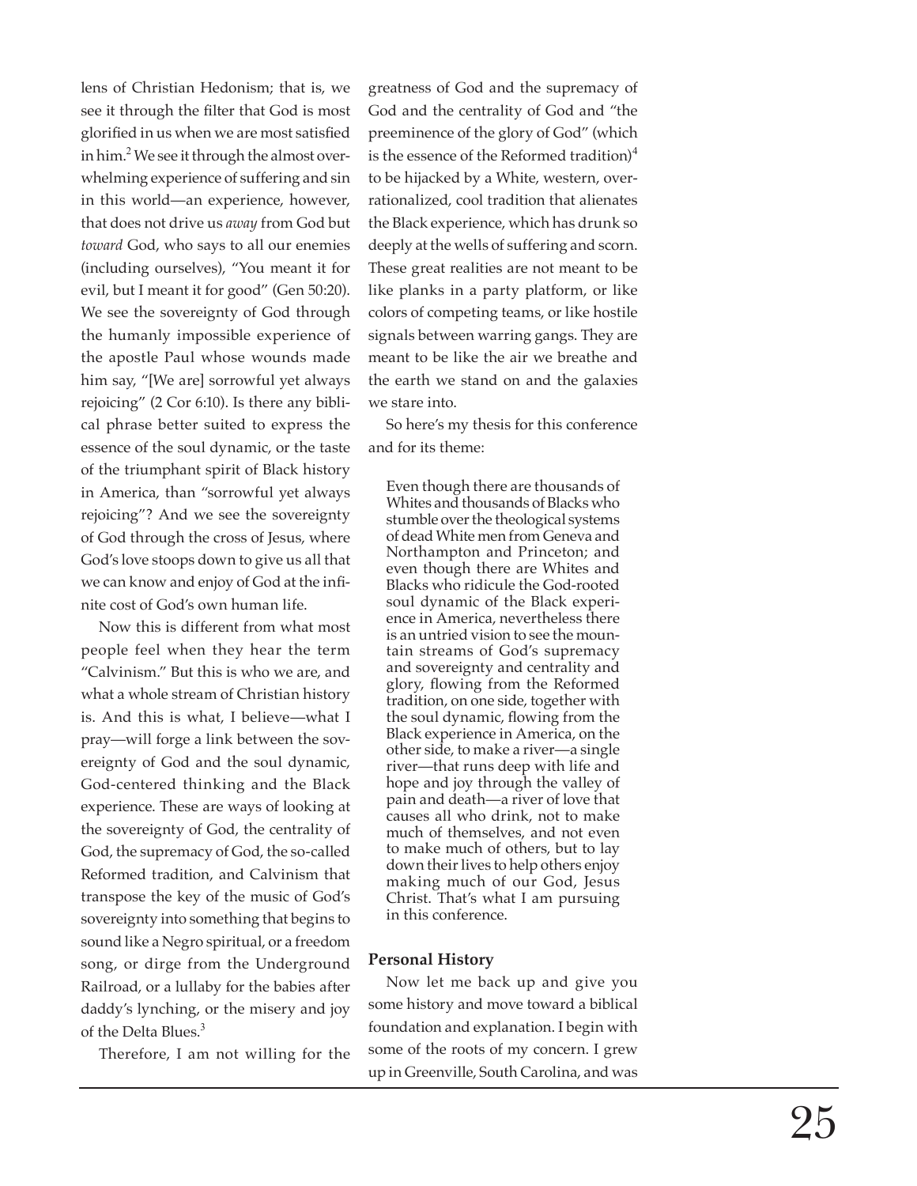lens of Christian Hedonism; that is, we see it through the filter that God is most glorified in us when we are most satisfied in him.[2] We see it through the almost overwhelming experience of suffering and sin in this world—an experience, however, that does not drive us *away* from God but *toward* God, who says to all our enemies (including ourselves), "You meant it for evil, but I meant it for good" (Gen 50:20). We see the sovereignty of God through the humanly impossible experience of the apostle Paul whose wounds made him say, "[We are] sorrowful yet always rejoicing" (2 Cor 6:10). Is there any biblical phrase better suited to express the essence of the soul dynamic, or the taste of the triumphant spirit of Black history in America, than "sorrowful yet always rejoicing"? And we see the sovereignty of God through the cross of Jesus, where God's love stoops down to give us all that we can know and enjoy of God at the infinite cost of God's own human life.

Now this is different from what most people feel when they hear the term "Calvinism." But this is who we are, and what a whole stream of Christian history is. And this is what, I believe—what I pray—will forge a link between the sovereignty of God and the soul dynamic, God-centered thinking and the Black experience. These are ways of looking at the sovereignty of God, the centrality of God, the supremacy of God, the so-called Reformed tradition, and Calvinism that transpose the key of the music of God's sovereignty into something that begins to sound like a Negro spiritual, or a freedom song, or dirge from the Underground Railroad, or a lullaby for the babies after daddy's lynching, or the misery and joy of the Delta Blues.[3]

Therefore, I am not willing for the greatness of God and the supremacy of God and the centrality of God and "the preeminence of the glory of God" (which is the essence of the Reformed tradition)[4] to be hijacked by a White, western, overrationalized, cool tradition that alienates the Black experience, which has drunk so deeply at the wells of suffering and scorn. These great realities are not meant to be like planks in a party platform, or like colors of competing teams, or like hostile signals between warring gangs. They are meant to be like the air we breathe and the earth we stand on and the galaxies we stare into.

So here's my thesis for this conference and for its theme:

> Even though there are thousands of Whites and thousands of Blacks who stumble over the theological systems of dead White men from Geneva and Northampton and Princeton; and even though there are Whites and Blacks who ridicule the God-rooted soul dynamic of the Black experience in America, nevertheless there is an untried vision to see the mountain streams of God's supremacy and sovereignty and centrality and glory, flowing from the Reformed tradition, on one side, together with the soul dynamic, flowing from the Black experience in America, on the other side, to make a river—a single river—that runs deep with life and hope and joy through the valley of pain and death—a river of love that causes all who drink, not to make much of themselves, and not even to make much of others, but to lay down their lives to help others enjoy making much of our God, Jesus Christ. That's what I am pursuing in this conference.

**Personal History**

Now let me back up and give you some history and move toward a biblical foundation and explanation. I begin with some of the roots of my concern. I grew up in Greenville, South Carolina, and was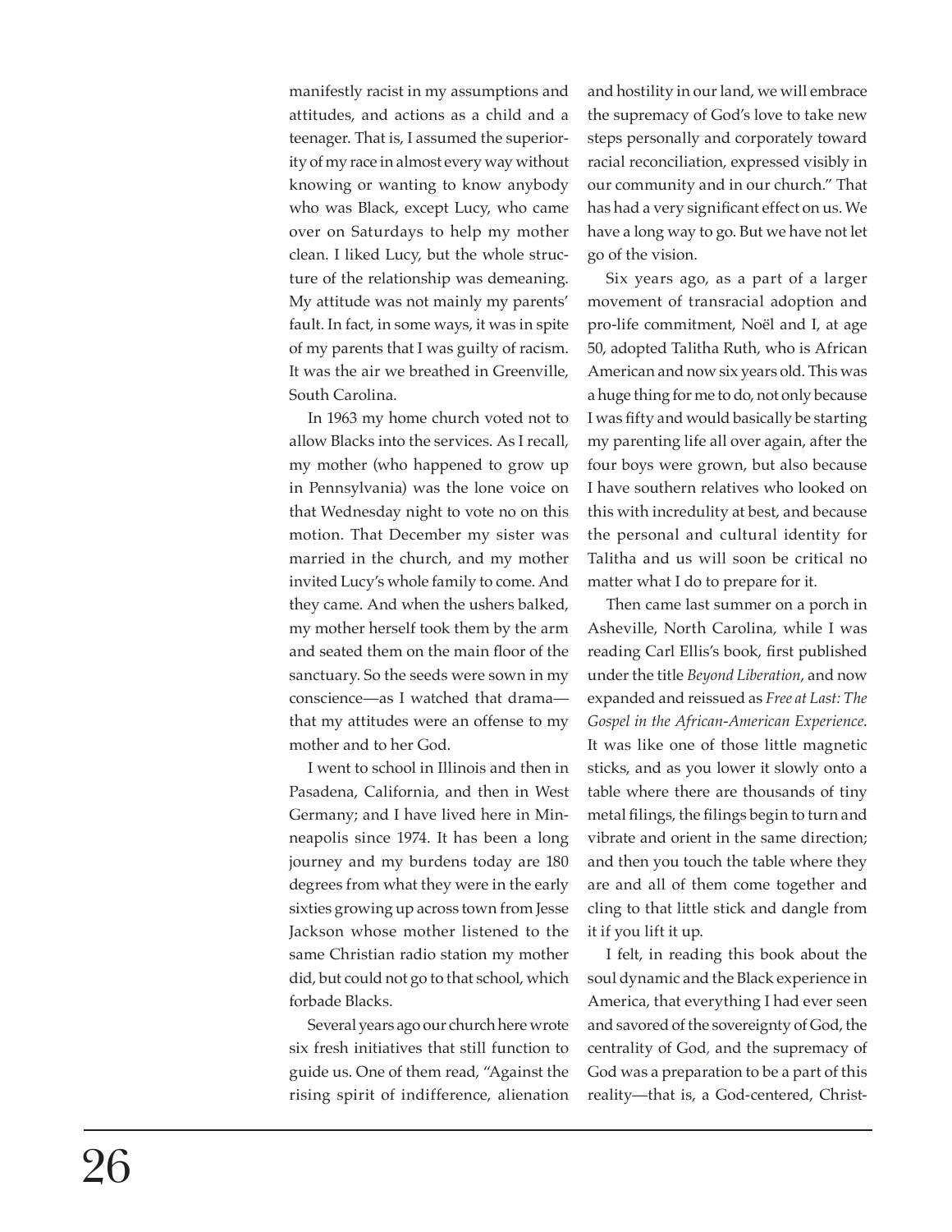manifestly racist in my assumptions and attitudes, and actions as a child and a teenager. That is, I assumed the superiority of my race in almost every way without knowing or wanting to know anybody who was Black, except Lucy, who came over on Saturdays to help my mother clean. I liked Lucy, but the whole structure of the relationship was demeaning. My attitude was not mainly my parents' fault. In fact, in some ways, it was in spite of my parents that I was guilty of racism. It was the air we breathed in Greenville, South Carolina.

In 1963 my home church voted not to allow Blacks into the services. As I recall, my mother (who happened to grow up in Pennsylvania) was the lone voice on that Wednesday night to vote no on this motion. That December my sister was married in the church, and my mother invited Lucy's whole family to come. And they came. And when the ushers balked, my mother herself took them by the arm and seated them on the main floor of the sanctuary. So the seeds were sown in my conscience—as I watched that drama—that my attitudes were an offense to my mother and to her God.

I went to school in Illinois and then in Pasadena, California, and then in West Germany; and I have lived here in Minneapolis since 1974. It has been a long journey and my burdens today are 180 degrees from what they were in the early sixties growing up across town from Jesse Jackson whose mother listened to the same Christian radio station my mother did, but could not go to that school, which forbade Blacks.

Several years ago our church here wrote six fresh initiatives that still function to guide us. One of them read, "Against the rising spirit of indifference, alienation and hostility in our land, we will embrace the supremacy of God's love to take new steps personally and corporately toward racial reconciliation, expressed visibly in our community and in our church." That has had a very significant effect on us. We have a long way to go. But we have not let go of the vision.

Six years ago, as a part of a larger movement of transracial adoption and pro-life commitment, Noël and I, at age 50, adopted Talitha Ruth, who is African American and now six years old. This was a huge thing for me to do, not only because I was fifty and would basically be starting my parenting life all over again, after the four boys were grown, but also because I have southern relatives who looked on this with incredulity at best, and because the personal and cultural identity for Talitha and us will soon be critical no matter what I do to prepare for it.

Then came last summer on a porch in Asheville, North Carolina, while I was reading Carl Ellis's book, first published under the title *Beyond Liberation*, and now expanded and reissued as *Free at Last: The Gospel in the African-American Experience*. It was like one of those little magnetic sticks, and as you lower it slowly onto a table where there are thousands of tiny metal filings, the filings begin to turn and vibrate and orient in the same direction; and then you touch the table where they are and all of them come together and cling to that little stick and dangle from it if you lift it up.

I felt, in reading this book about the soul dynamic and the Black experience in America, that everything I had ever seen and savored of the sovereignty of God, the centrality of God, and the supremacy of God was a preparation to be a part of this reality—that is, a God-centered, Christ-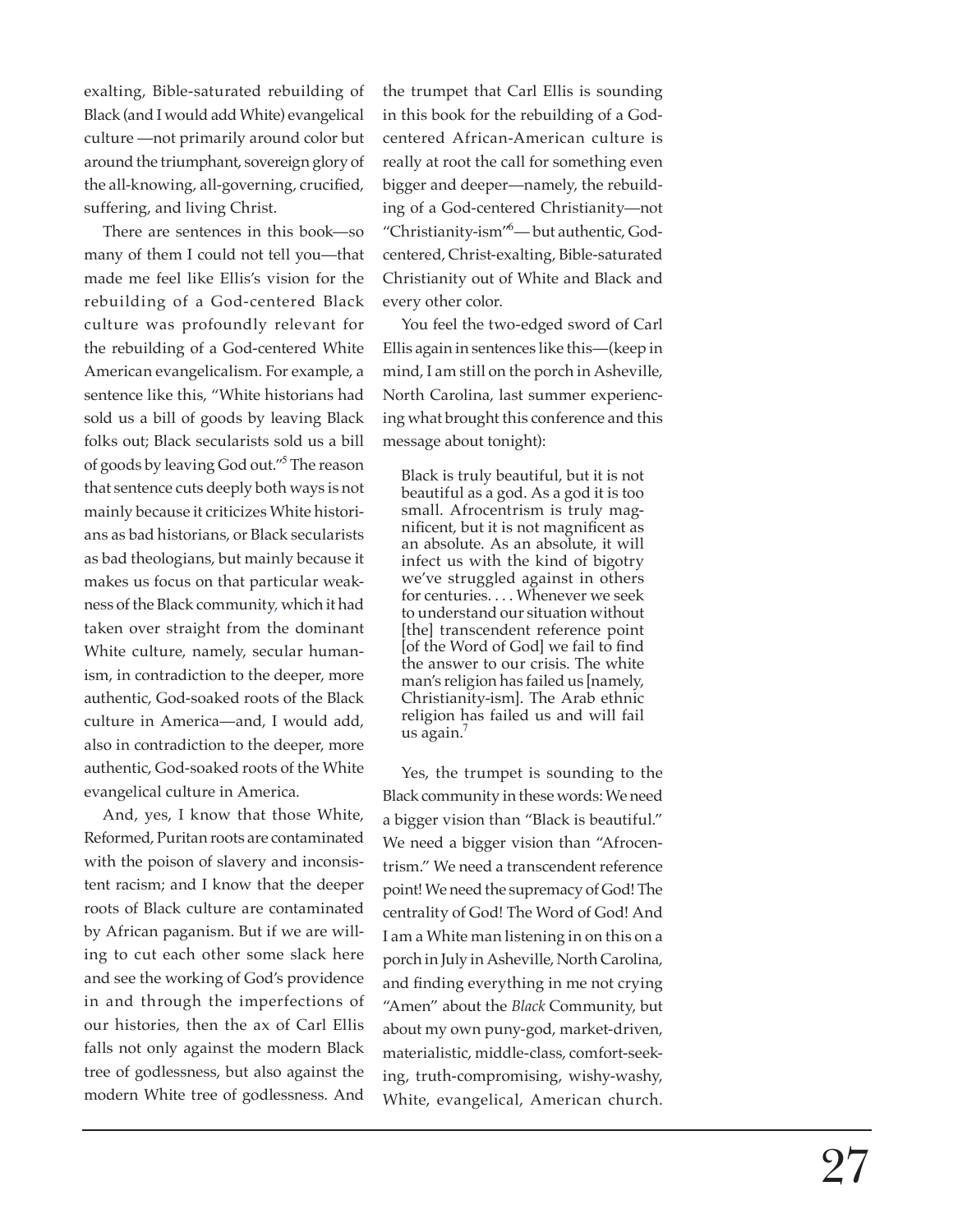exalting, Bible-saturated rebuilding of Black (and I would add White) evangelical culture —not primarily around color but around the triumphant, sovereign glory of the all-knowing, all-governing, crucified, suffering, and living Christ.

There are sentences in this book—so many of them I could not tell you—that made me feel like Ellis's vision for the rebuilding of a God-centered Black culture was profoundly relevant for the rebuilding of a God-centered White American evangelicalism. For example, a sentence like this, "White historians had sold us a bill of goods by leaving Black folks out; Black secularists sold us a bill of goods by leaving God out."[5] The reason that sentence cuts deeply both ways is not mainly because it criticizes White historians as bad historians, or Black secularists as bad theologians, but mainly because it makes us focus on that particular weakness of the Black community, which it had taken over straight from the dominant White culture, namely, secular humanism, in contradiction to the deeper, more authentic, God-soaked roots of the Black culture in America—and, I would add, also in contradiction to the deeper, more authentic, God-soaked roots of the White evangelical culture in America.

And, yes, I know that those White, Reformed, Puritan roots are contaminated with the poison of slavery and inconsistent racism; and I know that the deeper roots of Black culture are contaminated by African paganism. But if we are willing to cut each other some slack here and see the working of God's providence in and through the imperfections of our histories, then the ax of Carl Ellis falls not only against the modern Black tree of godlessness, but also against the modern White tree of godlessness. And the trumpet that Carl Ellis is sounding in this book for the rebuilding of a God-centered African-American culture is really at root the call for something even bigger and deeper—namely, the rebuilding of a God-centered Christianity—not "Christianity-ism"[6]— but authentic, God-centered, Christ-exalting, Bible-saturated Christianity out of White and Black and every other color.

You feel the two-edged sword of Carl Ellis again in sentences like this—(keep in mind, I am still on the porch in Asheville, North Carolina, last summer experiencing what brought this conference and this message about tonight):

> Black is truly beautiful, but it is not beautiful as a god. As a god it is too small. Afrocentrism is truly magnificent, but it is not magnificent as an absolute. As an absolute, it will infect us with the kind of bigotry we've struggled against in others for centuries. . . . Whenever we seek to understand our situation without [the] transcendent reference point [of the Word of God] we fail to find the answer to our crisis. The white man's religion has failed us [namely, Christianity-ism]. The Arab ethnic religion has failed us and will fail us again.[7]

Yes, the trumpet is sounding to the Black community in these words: We need a bigger vision than "Black is beautiful." We need a bigger vision than "Afrocentrism." We need a transcendent reference point! We need the supremacy of God! The centrality of God! The Word of God! And I am a White man listening in on this on a porch in July in Asheville, North Carolina, and finding everything in me not crying "Amen" about the *Black* Community, but about my own puny-god, market-driven, materialistic, middle-class, comfort-seeking, truth-compromising, wishy-washy, White, evangelical, American church.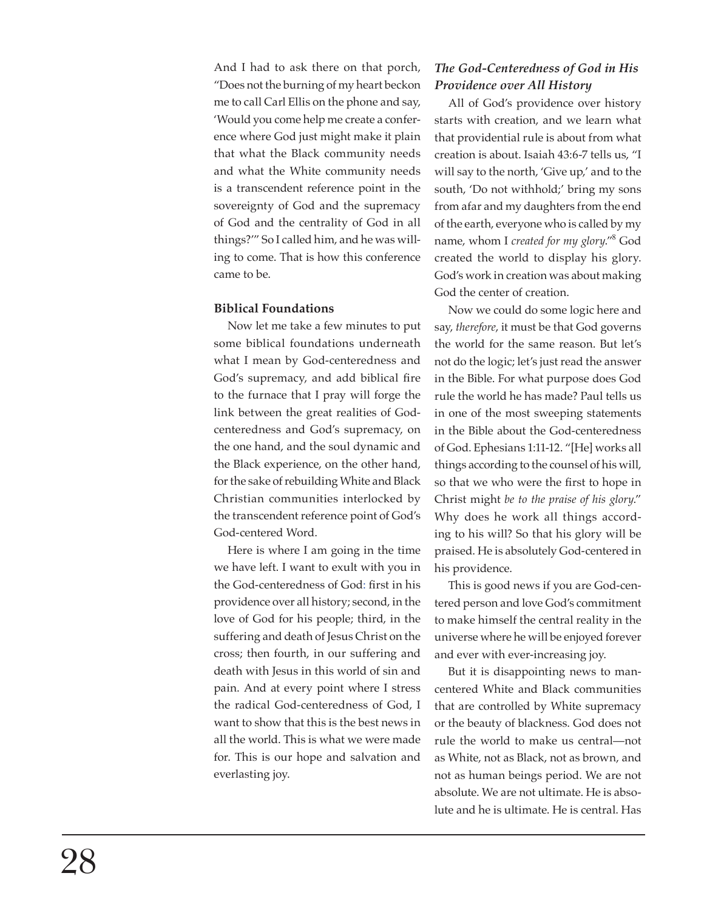And I had to ask there on that porch, "Does not the burning of my heart beckon me to call Carl Ellis on the phone and say, 'Would you come help me create a conference where God just might make it plain that what the Black community needs and what the White community needs is a transcendent reference point in the sovereignty of God and the supremacy of God and the centrality of God in all things?'" So I called him, and he was willing to come. That is how this conference came to be.

**Biblical Foundations**

Now let me take a few minutes to put some biblical foundations underneath what I mean by God-centeredness and God's supremacy, and add biblical fire to the furnace that I pray will forge the link between the great realities of God-centeredness and God's supremacy, on the one hand, and the soul dynamic and the Black experience, on the other hand, for the sake of rebuilding White and Black Christian communities interlocked by the transcendent reference point of God's God-centered Word.

Here is where I am going in the time we have left. I want to exult with you in the God-centeredness of God: first in his providence over all history; second, in the love of God for his people; third, in the suffering and death of Jesus Christ on the cross; then fourth, in our suffering and death with Jesus in this world of sin and pain. And at every point where I stress the radical God-centeredness of God, I want to show that this is the best news in all the world. This is what we were made for. This is our hope and salvation and everlasting joy.

***The God-Centeredness of God in His Providence over All History***

All of God's providence over history starts with creation, and we learn what that providential rule is about from what creation is about. Isaiah 43:6-7 tells us, "I will say to the north, 'Give up,' and to the south, 'Do not withhold;' bring my sons from afar and my daughters from the end of the earth, everyone who is called by my name, whom I *created for my glory*."[8] God created the world to display his glory. God's work in creation was about making God the center of creation.

Now we could do some logic here and say, *therefore*, it must be that God governs the world for the same reason. But let's not do the logic; let's just read the answer in the Bible. For what purpose does God rule the world he has made? Paul tells us in one of the most sweeping statements in the Bible about the God-centeredness of God. Ephesians 1:11-12. "[He] works all things according to the counsel of his will, so that we who were the first to hope in Christ might *be to the praise of his glory*." Why does he work all things according to his will? So that his glory will be praised. He is absolutely God-centered in his providence.

This is good news if you are God-centered person and love God's commitment to make himself the central reality in the universe where he will be enjoyed forever and ever with ever-increasing joy.

But it is disappointing news to man-centered White and Black communities that are controlled by White supremacy or the beauty of blackness. God does not rule the world to make us central—not as White, not as Black, not as brown, and not as human beings period. We are not absolute. We are not ultimate. He is absolute and he is ultimate. He is central. Has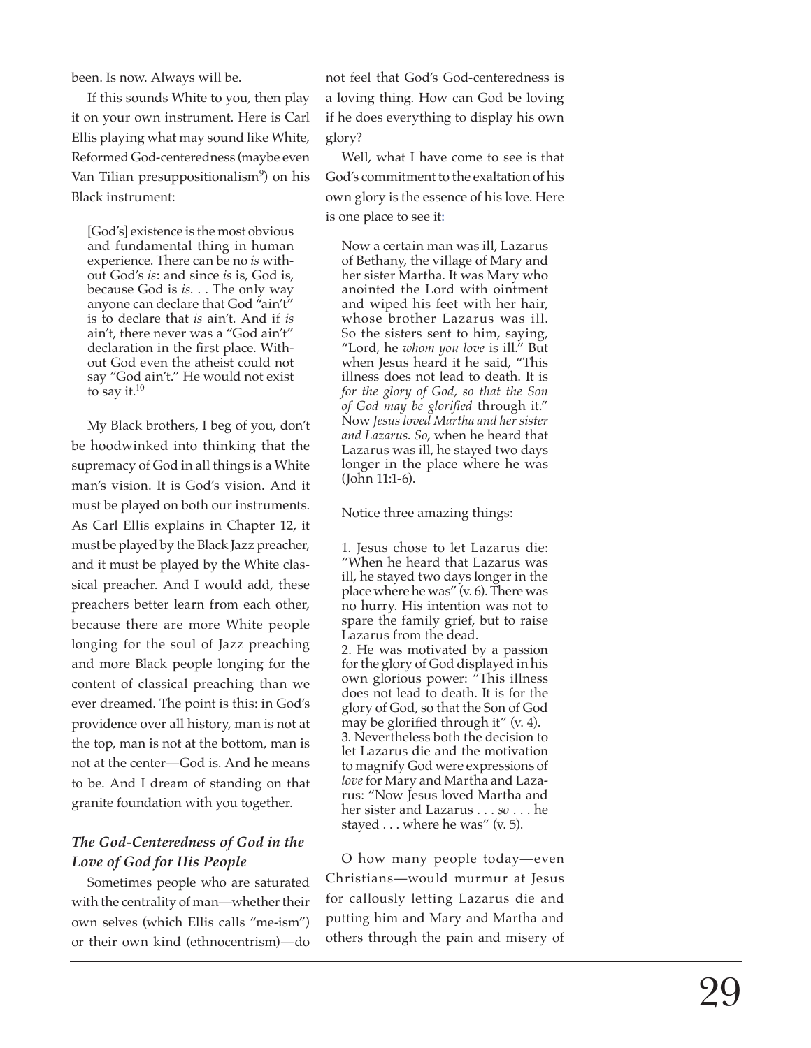been. Is now. Always will be.

If this sounds White to you, then play it on your own instrument. Here is Carl Ellis playing what may sound like White, Reformed God-centeredness (maybe even Van Tilian presuppositionalism[9]) on his Black instrument:

> [God's] existence is the most obvious and fundamental thing in human experience. There can be no *is* without God's *is*: and since *is* is, God is, because God is *is*. . . The only way anyone can declare that God "ain't" is to declare that *is* ain't. And if *is* ain't, there never was a "God ain't" declaration in the first place. Without God even the atheist could not say "God ain't." He would not exist to say it.[10]

My Black brothers, I beg of you, don't be hoodwinked into thinking that the supremacy of God in all things is a White man's vision. It is God's vision. And it must be played on both our instruments. As Carl Ellis explains in Chapter 12, it must be played by the Black Jazz preacher, and it must be played by the White classical preacher. And I would add, these preachers better learn from each other, because there are more White people longing for the soul of Jazz preaching and more Black people longing for the content of classical preaching than we ever dreamed. The point is this: in God's providence over all history, man is not at the top, man is not at the bottom, man is not at the center—God is. And he means to be. And I dream of standing on that granite foundation with you together.

### *The God-Centeredness of God in the Love of God for His People*

Sometimes people who are saturated with the centrality of man—whether their own selves (which Ellis calls "me-ism") or their own kind (ethnocentrism)—do not feel that God's God-centeredness is a loving thing. How can God be loving if he does everything to display his own glory?

Well, what I have come to see is that God's commitment to the exaltation of his own glory is the essence of his love. Here is one place to see it:

> Now a certain man was ill, Lazarus of Bethany, the village of Mary and her sister Martha. It was Mary who anointed the Lord with ointment and wiped his feet with her hair, whose brother Lazarus was ill. So the sisters sent to him, saying, "Lord, he *whom you love* is ill." But when Jesus heard it he said, "This illness does not lead to death. It is *for the glory of God, so that the Son of God may be glorified* through it." Now *Jesus loved Martha and her sister and Lazarus. So*, when he heard that Lazarus was ill, he stayed two days longer in the place where he was (John 11:1-6).

> Notice three amazing things:
>
> 1. Jesus chose to let Lazarus die: "When he heard that Lazarus was ill, he stayed two days longer in the place where he was" (v. 6). There was no hurry. His intention was not to spare the family grief, but to raise Lazarus from the dead.
> 2. He was motivated by a passion for the glory of God displayed in his own glorious power: "This illness does not lead to death. It is for the glory of God, so that the Son of God may be glorified through it" (v. 4).
> 3. Nevertheless both the decision to let Lazarus die and the motivation to magnify God were expressions of *love* for Mary and Martha and Lazarus: "Now Jesus loved Martha and her sister and Lazarus . . . *so* . . . he stayed . . . where he was" (v. 5).

O how many people today—even Christians—would murmur at Jesus for callously letting Lazarus die and putting him and Mary and Martha and others through the pain and misery of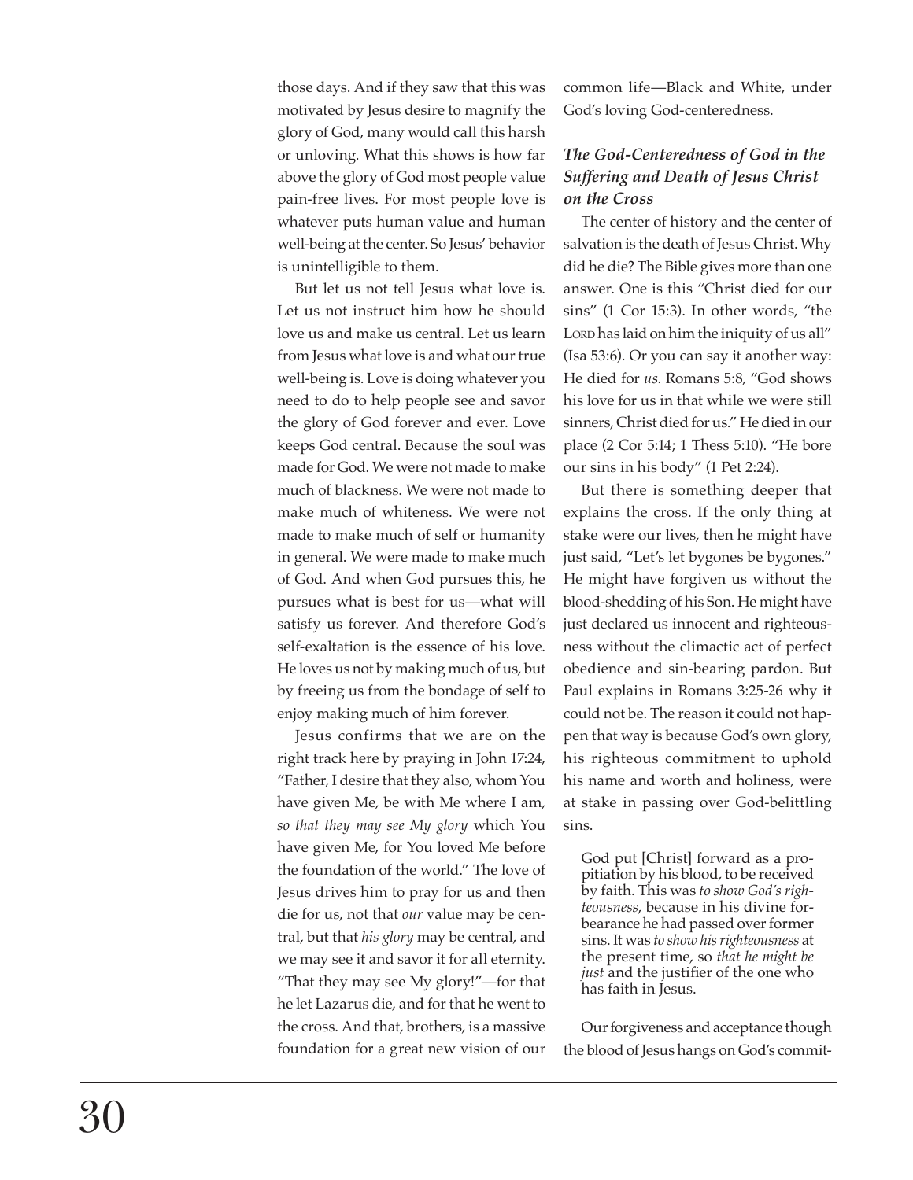those days. And if they saw that this was motivated by Jesus desire to magnify the glory of God, many would call this harsh or unloving. What this shows is how far above the glory of God most people value pain-free lives. For most people love is whatever puts human value and human well-being at the center. So Jesus' behavior is unintelligible to them.

But let us not tell Jesus what love is. Let us not instruct him how he should love us and make us central. Let us learn from Jesus what love is and what our true well-being is. Love is doing whatever you need to do to help people see and savor the glory of God forever and ever. Love keeps God central. Because the soul was made for God. We were not made to make much of blackness. We were not made to make much of whiteness. We were not made to make much of self or humanity in general. We were made to make much of God. And when God pursues this, he pursues what is best for us—what will satisfy us forever. And therefore God's self-exaltation is the essence of his love. He loves us not by making much of us, but by freeing us from the bondage of self to enjoy making much of him forever.

Jesus confirms that we are on the right track here by praying in John 17:24, "Father, I desire that they also, whom You have given Me, be with Me where I am, *so that they may see My glory* which You have given Me, for You loved Me before the foundation of the world." The love of Jesus drives him to pray for us and then die for us, not that *our* value may be central, but that *his glory* may be central, and we may see it and savor it for all eternity. "That they may see My glory!"—for that he let Lazarus die, and for that he went to the cross. And that, brothers, is a massive foundation for a great new vision of our common life—Black and White, under God's loving God-centeredness.

### *The God-Centeredness of God in the Suffering and Death of Jesus Christ on the Cross*

The center of history and the center of salvation is the death of Jesus Christ. Why did he die? The Bible gives more than one answer. One is this "Christ died for our sins" (1 Cor 15:3). In other words, "the LORD has laid on him the iniquity of us all" (Isa 53:6). Or you can say it another way: He died for *us*. Romans 5:8, "God shows his love for us in that while we were still sinners, Christ died for us." He died in our place (2 Cor 5:14; 1 Thess 5:10). "He bore our sins in his body" (1 Pet 2:24).

But there is something deeper that explains the cross. If the only thing at stake were our lives, then he might have just said, "Let's let bygones be bygones." He might have forgiven us without the blood-shedding of his Son. He might have just declared us innocent and righteousness without the climactic act of perfect obedience and sin-bearing pardon. But Paul explains in Romans 3:25-26 why it could not be. The reason it could not happen that way is because God's own glory, his righteous commitment to uphold his name and worth and holiness, were at stake in passing over God-belittling sins.

> God put [Christ] forward as a propitiation by his blood, to be received by faith. This was *to show God's righteousness*, because in his divine forbearance he had passed over former sins. It was *to show his righteousness* at the present time, so *that he might be just* and the justifier of the one who has faith in Jesus.

Our forgiveness and acceptance though the blood of Jesus hangs on God's commit-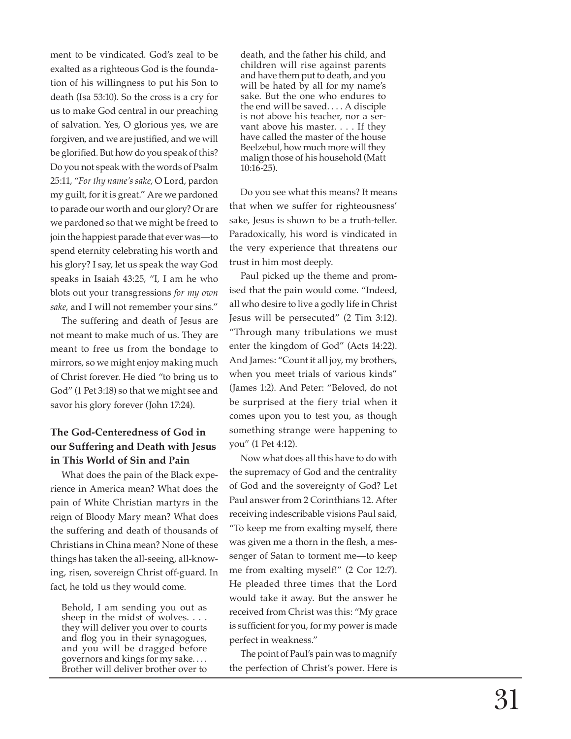ment to be vindicated. God's zeal to be exalted as a righteous God is the foundation of his willingness to put his Son to death (Isa 53:10). So the cross is a cry for us to make God central in our preaching of salvation. Yes, O glorious yes, we are forgiven, and we are justified, and we will be glorified. But how do you speak of this? Do you not speak with the words of Psalm 25:11, "*For thy name's sake*, O Lord, pardon my guilt, for it is great." Are we pardoned to parade our worth and our glory? Or are we pardoned so that we might be freed to join the happiest parade that ever was—to spend eternity celebrating his worth and his glory? I say, let us speak the way God speaks in Isaiah 43:25, "I, I am he who blots out your transgressions *for my own sake*, and I will not remember your sins."

The suffering and death of Jesus are not meant to make much of us. They are meant to free us from the bondage to mirrors, so we might enjoy making much of Christ forever. He died "to bring us to God" (1 Pet 3:18) so that we might see and savor his glory forever (John 17:24).

### The God-Centeredness of God in our Suffering and Death with Jesus in This World of Sin and Pain

What does the pain of the Black experience in America mean? What does the pain of White Christian martyrs in the reign of Bloody Mary mean? What does the suffering and death of thousands of Christians in China mean? None of these things has taken the all-seeing, all-knowing, risen, sovereign Christ off-guard. In fact, he told us they would come.

> Behold, I am sending you out as sheep in the midst of wolves. . . . they will deliver you over to courts and flog you in their synagogues, and you will be dragged before governors and kings for my sake. . . . Brother will deliver brother over to death, and the father his child, and children will rise against parents and have them put to death, and you will be hated by all for my name's sake. But the one who endures to the end will be saved. . . . A disciple is not above his teacher, nor a servant above his master. . . . If they have called the master of the house Beelzebul, how much more will they malign those of his household (Matt 10:16-25).

Do you see what this means? It means that when we suffer for righteousness' sake, Jesus is shown to be a truth-teller. Paradoxically, his word is vindicated in the very experience that threatens our trust in him most deeply.

Paul picked up the theme and promised that the pain would come. "Indeed, all who desire to live a godly life in Christ Jesus will be persecuted" (2 Tim 3:12). "Through many tribulations we must enter the kingdom of God" (Acts 14:22). And James: "Count it all joy, my brothers, when you meet trials of various kinds" (James 1:2). And Peter: "Beloved, do not be surprised at the fiery trial when it comes upon you to test you, as though something strange were happening to you" (1 Pet 4:12).

Now what does all this have to do with the supremacy of God and the centrality of God and the sovereignty of God? Let Paul answer from 2 Corinthians 12. After receiving indescribable visions Paul said, "To keep me from exalting myself, there was given me a thorn in the flesh, a messenger of Satan to torment me—to keep me from exalting myself!" (2 Cor 12:7). He pleaded three times that the Lord would take it away. But the answer he received from Christ was this: "My grace is sufficient for you, for my power is made perfect in weakness."

The point of Paul's pain was to magnify the perfection of Christ's power. Here is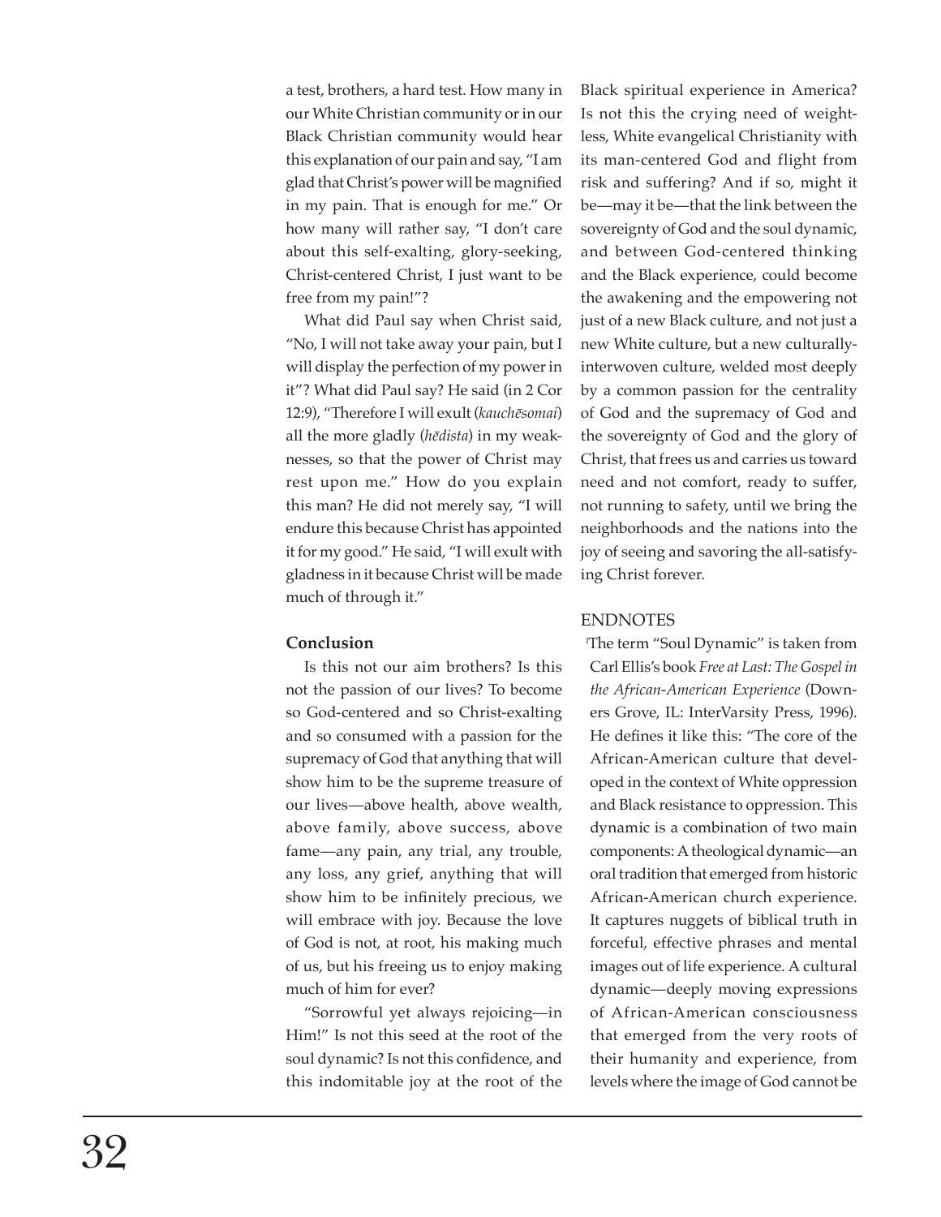a test, brothers, a hard test. How many in our White Christian community or in our Black Christian community would hear this explanation of our pain and say, "I am glad that Christ's power will be magnified in my pain. That is enough for me." Or how many will rather say, "I don't care about this self-exalting, glory-seeking, Christ-centered Christ, I just want to be free from my pain!"?

What did Paul say when Christ said, "No, I will not take away your pain, but I will display the perfection of my power in it"? What did Paul say? He said (in 2 Cor 12:9), "Therefore I will exult (*kauchēsomai*) all the more gladly (*hēdista*) in my weaknesses, so that the power of Christ may rest upon me." How do you explain this man? He did not merely say, "I will endure this because Christ has appointed it for my good." He said, "I will exult with gladness in it because Christ will be made much of through it."

**Conclusion**

Is this not our aim brothers? Is this not the passion of our lives? To become so God-centered and so Christ-exalting and so consumed with a passion for the supremacy of God that anything that will show him to be the supreme treasure of our lives—above health, above wealth, above family, above success, above fame—any pain, any trial, any trouble, any loss, any grief, anything that will show him to be infinitely precious, we will embrace with joy. Because the love of God is not, at root, his making much of us, but his freeing us to enjoy making much of him for ever?

"Sorrowful yet always rejoicing—in Him!" Is not this seed at the root of the soul dynamic? Is not this confidence, and this indomitable joy at the root of the Black spiritual experience in America? Is not this the crying need of weightless, White evangelical Christianity with its man-centered God and flight from risk and suffering? And if so, might it be—may it be—that the link between the sovereignty of God and the soul dynamic, and between God-centered thinking and the Black experience, could become the awakening and the empowering not just of a new Black culture, and not just a new White culture, but a new culturally-interwoven culture, welded most deeply by a common passion for the centrality of God and the supremacy of God and the sovereignty of God and the glory of Christ, that frees us and carries us toward need and not comfort, ready to suffer, not running to safety, until we bring the neighborhoods and the nations into the joy of seeing and savoring the all-satisfying Christ forever.

ENDNOTES

[1]The term "Soul Dynamic" is taken from Carl Ellis's book *Free at Last: The Gospel in the African-American Experience* (Downers Grove, IL: InterVarsity Press, 1996). He defines it like this: "The core of the African-American culture that developed in the context of White oppression and Black resistance to oppression. This dynamic is a combination of two main components: A theological dynamic—an oral tradition that emerged from historic African-American church experience. It captures nuggets of biblical truth in forceful, effective phrases and mental images out of life experience. A cultural dynamic—deeply moving expressions of African-American consciousness that emerged from the very roots of their humanity and experience, from levels where the image of God cannot be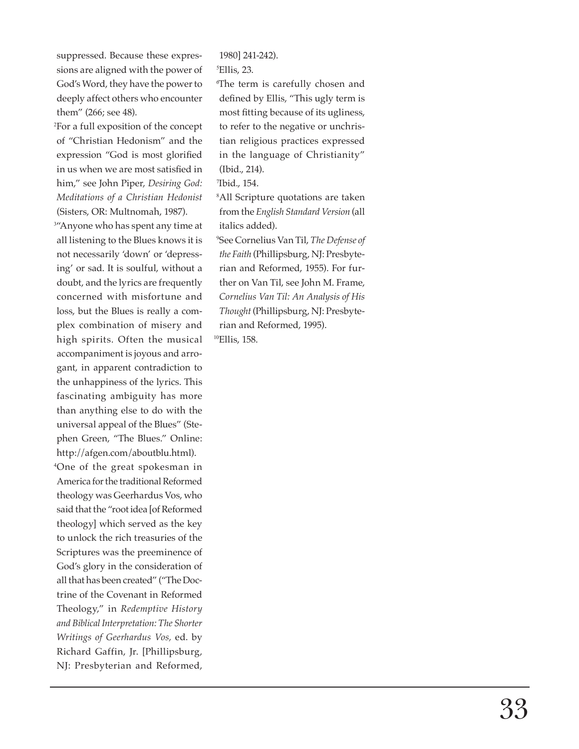suppressed. Because these expressions are aligned with the power of God's Word, they have the power to deeply affect others who encounter them" (266; see 48).

[2]For a full exposition of the concept of "Christian Hedonism" and the expression "God is most glorified in us when we are most satisfied in him," see John Piper, *Desiring God: Meditations of a Christian Hedonist* (Sisters, OR: Multnomah, 1987).

[3]"Anyone who has spent any time at all listening to the Blues knows it is not necessarily 'down' or 'depressing' or sad. It is soulful, without a doubt, and the lyrics are frequently concerned with misfortune and loss, but the Blues is really a complex combination of misery and high spirits. Often the musical accompaniment is joyous and arrogant, in apparent contradiction to the unhappiness of the lyrics. This fascinating ambiguity has more than anything else to do with the universal appeal of the Blues" (Stephen Green, "The Blues." Online: http://afgen.com/aboutblu.html).

[4]One of the great spokesman in America for the traditional Reformed theology was Geerhardus Vos, who said that the "root idea [of Reformed theology] which served as the key to unlock the rich treasuries of the Scriptures was the preeminence of God's glory in the consideration of all that has been created" ("The Doctrine of the Covenant in Reformed Theology," in *Redemptive History and Biblical Interpretation: The Shorter Writings of Geerhardus Vos,* ed. by Richard Gaffin, Jr. [Phillipsburg, NJ: Presbyterian and Reformed, 1980] 241-242).

[5]Ellis, 23.

[6]The term is carefully chosen and defined by Ellis, "This ugly term is most fitting because of its ugliness, to refer to the negative or unchristian religious practices expressed in the language of Christianity" (Ibid., 214).

[7]Ibid., 154.

[8]All Scripture quotations are taken from the *English Standard Version* (all italics added).

[9]See Cornelius Van Til, *The Defense of the Faith* (Phillipsburg, NJ: Presbyterian and Reformed, 1955). For further on Van Til, see John M. Frame, *Cornelius Van Til: An Analysis of His Thought* (Phillipsburg, NJ: Presbyterian and Reformed, 1995).

[10]Ellis, 158.